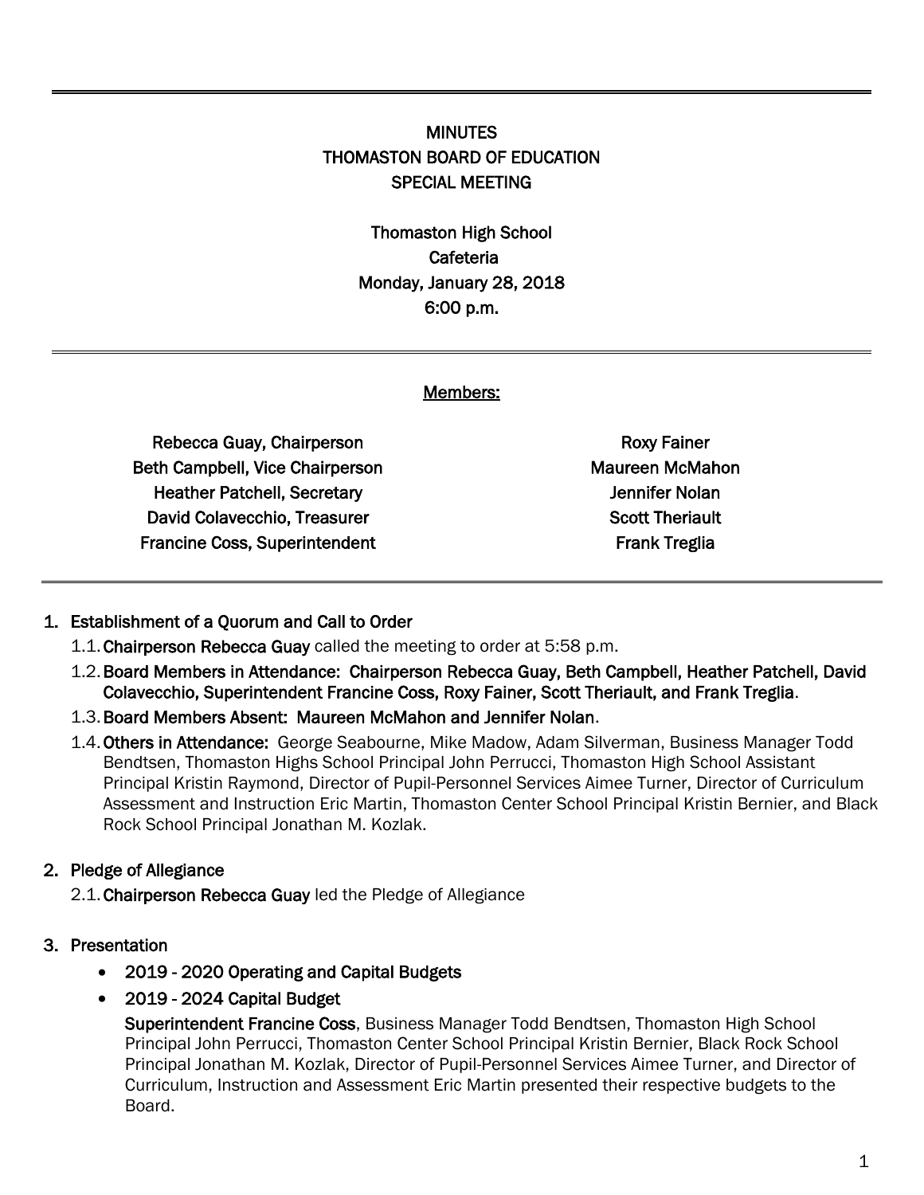# MINUTES
# THOMASTON BOARD OF EDUCATION
# SPECIAL MEETING

Thomaston High School
Cafeteria
Monday, January 28, 2018
6:00 p.m.

---

<u>Members:</u>

| | |
|---|---|
| Rebecca Guay, Chairperson | Roxy Fainer |
| Beth Campbell, Vice Chairperson | Maureen McMahon |
| Heather Patchell, Secretary | Jennifer Nolan |
| David Colavecchio, Treasurer | Scott Theriault |
| Francine Coss, Superintendent | Frank Treglia |

---

1. **Establishment of a Quorum and Call to Order**
   1.1. **Chairperson Rebecca Guay** called the meeting to order at 5:58 p.m.
   1.2. **Board Members in Attendance: Chairperson Rebecca Guay, Beth Campbell, Heather Patchell, David Colavecchio, Superintendent Francine Coss, Roxy Fainer, Scott Theriault, and Frank Treglia**.
   1.3. **Board Members Absent: Maureen McMahon and Jennifer Nolan**.
   1.4. **Others in Attendance:** George Seabourne, Mike Madow, Adam Silverman, Business Manager Todd Bendtsen, Thomaston Highs School Principal John Perrucci, Thomaston High School Assistant Principal Kristin Raymond, Director of Pupil-Personnel Services Aimee Turner, Director of Curriculum Assessment and Instruction Eric Martin, Thomaston Center School Principal Kristin Bernier, and Black Rock School Principal Jonathan M. Kozlak.

2. **Pledge of Allegiance**
   2.1. **Chairperson Rebecca Guay** led the Pledge of Allegiance

3. **Presentation**
   - **2019 - 2020 Operating and Capital Budgets**
   - **2019 - 2024 Capital Budget**

     **Superintendent Francine Coss**, Business Manager Todd Bendtsen, Thomaston High School Principal John Perrucci, Thomaston Center School Principal Kristin Bernier, Black Rock School Principal Jonathan M. Kozlak, Director of Pupil-Personnel Services Aimee Turner, and Director of Curriculum, Instruction and Assessment Eric Martin presented their respective budgets to the Board.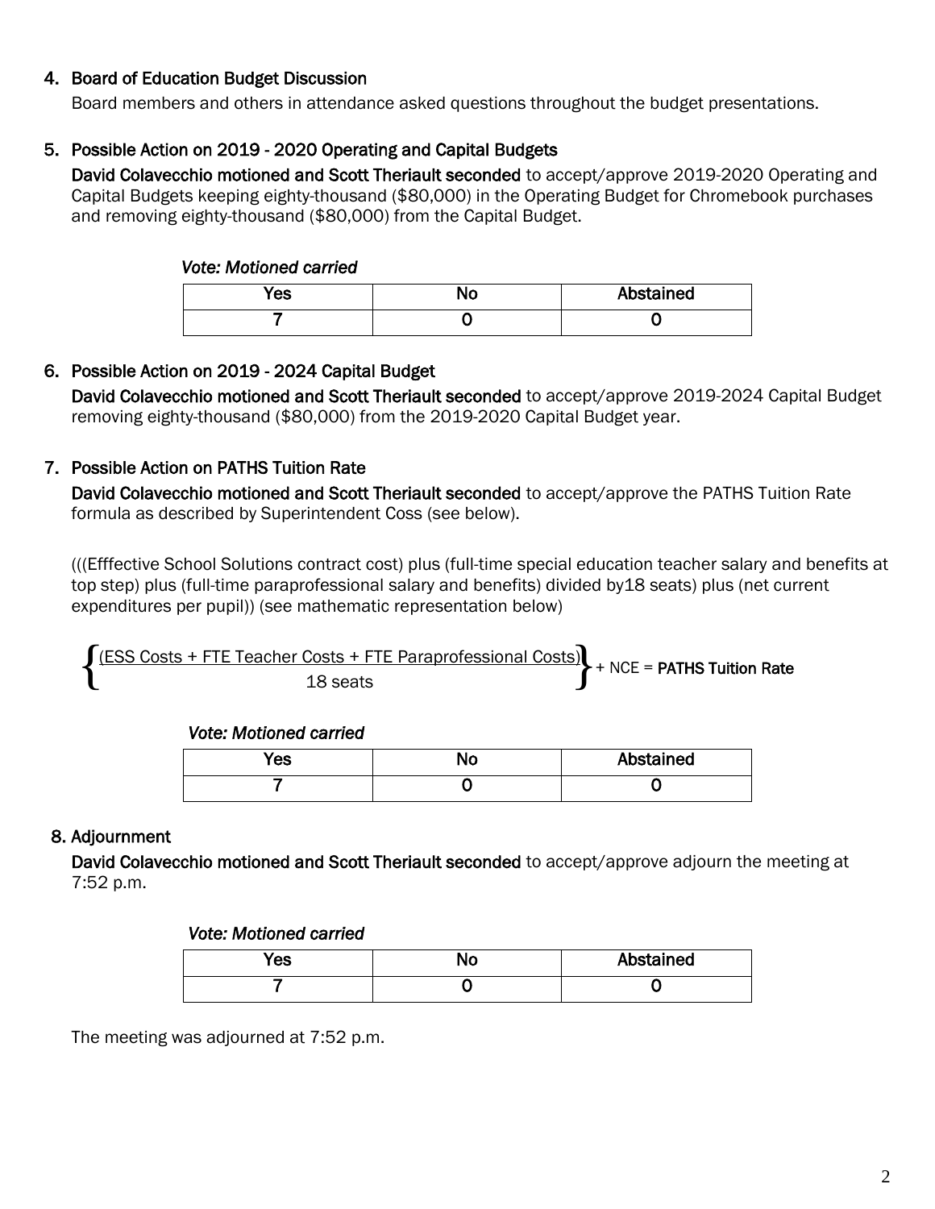## 4. Board of Education Budget Discussion

Board members and others in attendance asked questions throughout the budget presentations.

## 5. Possible Action on 2019 - 2020 Operating and Capital Budgets

**David Colavecchio motioned and Scott Theriault seconded** to accept/approve 2019-2020 Operating and Capital Budgets keeping eighty-thousand ($80,000) in the Operating Budget for Chromebook purchases and removing eighty-thousand ($80,000) from the Capital Budget.

*Vote: Motioned carried*

| Yes | No | Abstained |
| --- | --- | --- |
| 7 | 0 | 0 |

## 6. Possible Action on 2019 - 2024 Capital Budget

**David Colavecchio motioned and Scott Theriault seconded** to accept/approve 2019-2024 Capital Budget removing eighty-thousand ($80,000) from the 2019-2020 Capital Budget year.

## 7. Possible Action on PATHS Tuition Rate

**David Colavecchio motioned and Scott Theriault seconded** to accept/approve the PATHS Tuition Rate formula as described by Superintendent Coss (see below).

(((Efffective School Solutions contract cost) plus (full-time special education teacher salary and benefits at top step) plus (full-time paraprofessional salary and benefits) divided by18 seats) plus (net current expenditures per pupil)) (see mathematic representation below)

$$\left\{ \frac{\text{ESS Costs + FTE Teacher Costs + FTE Paraprofessional Costs}}{\text{18 seats}} \right\} + \text{NCE} = \textbf{PATHS Tuition Rate}$$

*Vote: Motioned carried*

| Yes | No | Abstained |
| --- | --- | --- |
| 7 | 0 | 0 |

## 8. Adjournment

**David Colavecchio motioned and Scott Theriault seconded** to accept/approve adjourn the meeting at 7:52 p.m.

*Vote: Motioned carried*

| Yes | No | Abstained |
| --- | --- | --- |
| 7 | 0 | 0 |

The meeting was adjourned at 7:52 p.m.